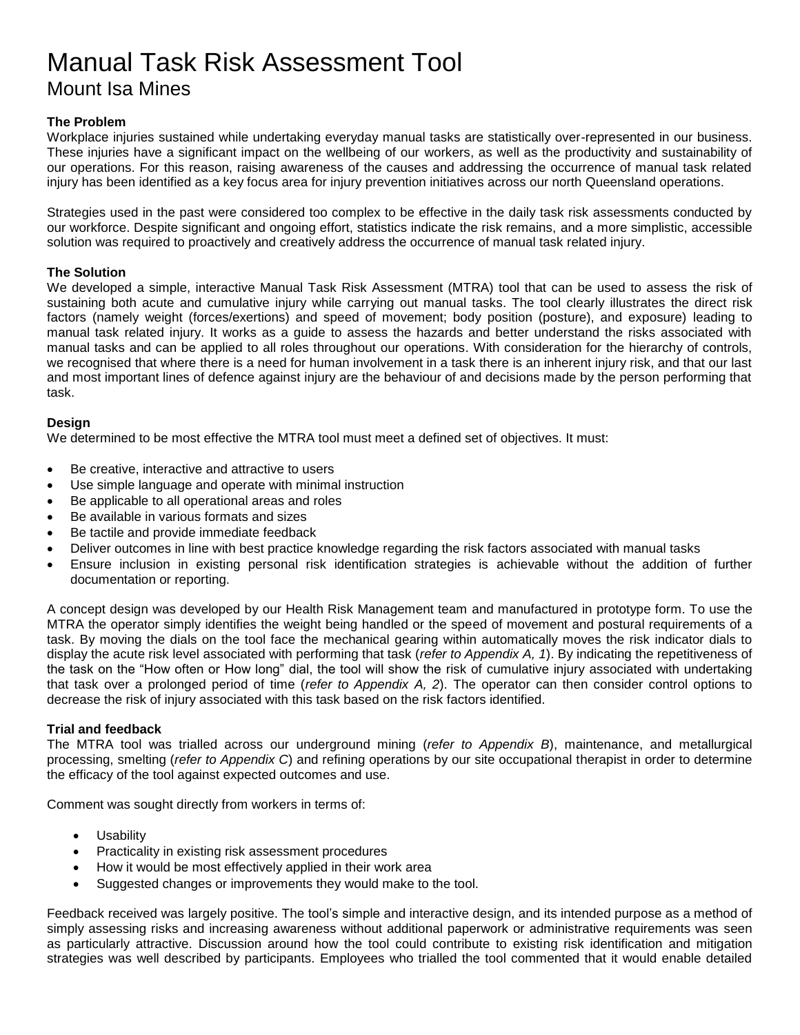# Manual Task Risk Assessment Tool

## Mount Isa Mines

### The Problem

Workplace injuries sustained while undertaking everyday manual tasks are statistically over-represented in our business. These injuries have a significant impact on the wellbeing of our workers, as well as the productivity and sustainability of our operations. For this reason, raising awareness of the causes and addressing the occurrence of manual task related injury has been identified as a key focus area for injury prevention initiatives across our north Queensland operations.

Strategies used in the past were considered too complex to be effective in the daily task risk assessments conducted by our workforce. Despite significant and ongoing effort, statistics indicate the risk remains, and a more simplistic, accessible solution was required to proactively and creatively address the occurrence of manual task related injury.

### The Solution

We developed a simple, interactive Manual Task Risk Assessment (MTRA) tool that can be used to assess the risk of sustaining both acute and cumulative injury while carrying out manual tasks. The tool clearly illustrates the direct risk factors (namely weight (forces/exertions) and speed of movement; body position (posture), and exposure) leading to manual task related injury. It works as a guide to assess the hazards and better understand the risks associated with manual tasks and can be applied to all roles throughout our operations. With consideration for the hierarchy of controls, we recognised that where there is a need for human involvement in a task there is an inherent injury risk, and that our last and most important lines of defence against injury are the behaviour of and decisions made by the person performing that task.

### Design

We determined to be most effective the MTRA tool must meet a defined set of objectives. It must:

- Be creative, interactive and attractive to users
- Use simple language and operate with minimal instruction
- Be applicable to all operational areas and roles
- Be available in various formats and sizes
- Be tactile and provide immediate feedback
- Deliver outcomes in line with best practice knowledge regarding the risk factors associated with manual tasks
- Ensure inclusion in existing personal risk identification strategies is achievable without the addition of further documentation or reporting.

A concept design was developed by our Health Risk Management team and manufactured in prototype form. To use the MTRA the operator simply identifies the weight being handled or the speed of movement and postural requirements of a task. By moving the dials on the tool face the mechanical gearing within automatically moves the risk indicator dials to display the acute risk level associated with performing that task (*refer to Appendix A, 1*). By indicating the repetitiveness of the task on the "How often or How long" dial, the tool will show the risk of cumulative injury associated with undertaking that task over a prolonged period of time (*refer to Appendix A, 2*). The operator can then consider control options to decrease the risk of injury associated with this task based on the risk factors identified.

### Trial and feedback

The MTRA tool was trialled across our underground mining (*refer to Appendix B*), maintenance, and metallurgical processing, smelting (*refer to Appendix C*) and refining operations by our site occupational therapist in order to determine the efficacy of the tool against expected outcomes and use.

Comment was sought directly from workers in terms of:

- Usability
- Practicality in existing risk assessment procedures
- How it would be most effectively applied in their work area
- Suggested changes or improvements they would make to the tool.

Feedback received was largely positive. The tool's simple and interactive design, and its intended purpose as a method of simply assessing risks and increasing awareness without additional paperwork or administrative requirements was seen as particularly attractive. Discussion around how the tool could contribute to existing risk identification and mitigation strategies was well described by participants. Employees who trialled the tool commented that it would enable detailed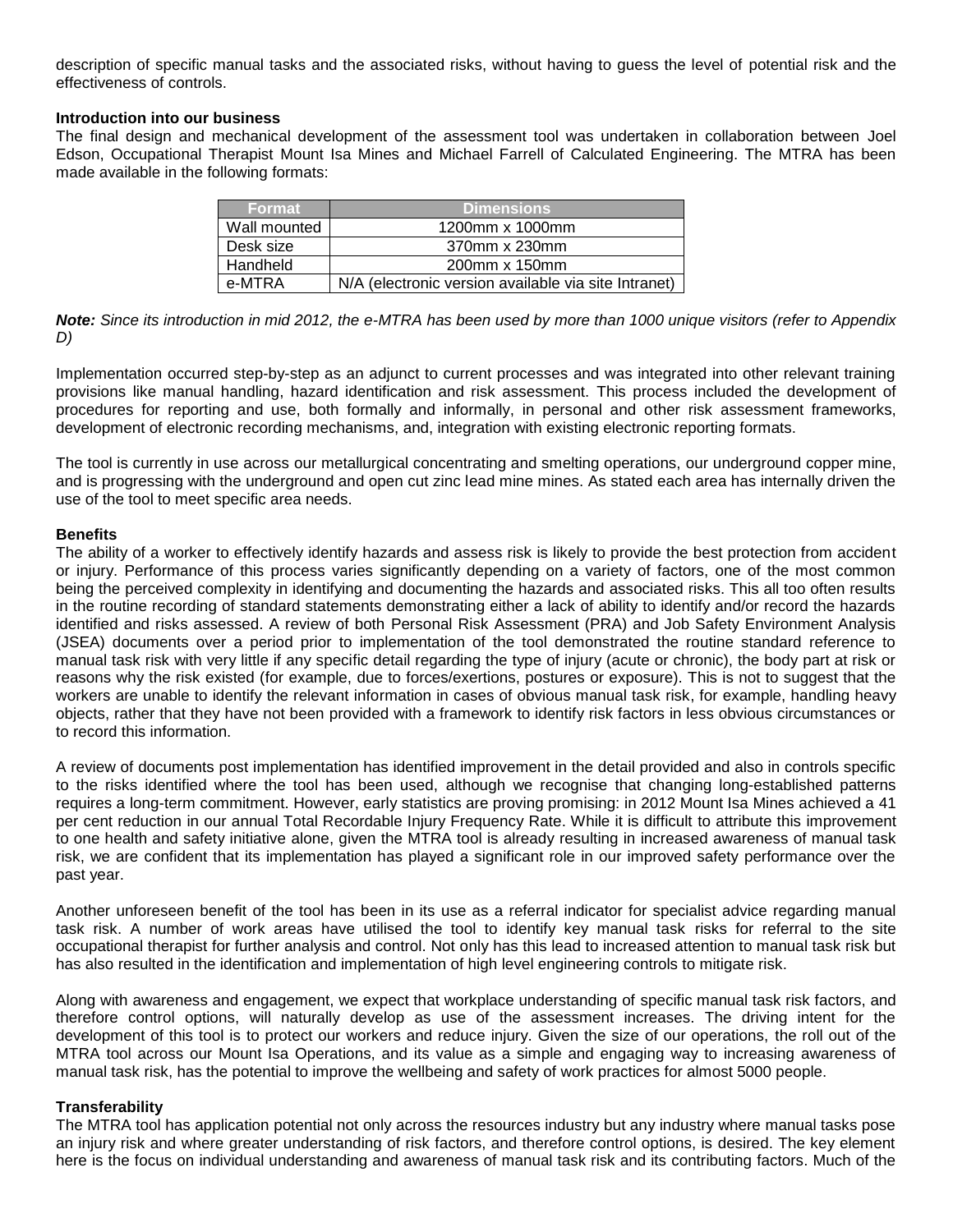description of specific manual tasks and the associated risks, without having to guess the level of potential risk and the effectiveness of controls.

**Introduction into our business**

The final design and mechanical development of the assessment tool was undertaken in collaboration between Joel Edson, Occupational Therapist Mount Isa Mines and Michael Farrell of Calculated Engineering. The MTRA has been made available in the following formats:

| Format | Dimensions |
|---|---|
| Wall mounted | 1200mm x 1000mm |
| Desk size | 370mm x 230mm |
| Handheld | 200mm x 150mm |
| e-MTRA | N/A (electronic version available via site Intranet) |

***Note:*** *Since its introduction in mid 2012, the e-MTRA has been used by more than 1000 unique visitors (refer to Appendix D)*

Implementation occurred step-by-step as an adjunct to current processes and was integrated into other relevant training provisions like manual handling, hazard identification and risk assessment. This process included the development of procedures for reporting and use, both formally and informally, in personal and other risk assessment frameworks, development of electronic recording mechanisms, and, integration with existing electronic reporting formats.

The tool is currently in use across our metallurgical concentrating and smelting operations, our underground copper mine, and is progressing with the underground and open cut zinc lead mine mines. As stated each area has internally driven the use of the tool to meet specific area needs.

**Benefits**

The ability of a worker to effectively identify hazards and assess risk is likely to provide the best protection from accident or injury. Performance of this process varies significantly depending on a variety of factors, one of the most common being the perceived complexity in identifying and documenting the hazards and associated risks. This all too often results in the routine recording of standard statements demonstrating either a lack of ability to identify and/or record the hazards identified and risks assessed. A review of both Personal Risk Assessment (PRA) and Job Safety Environment Analysis (JSEA) documents over a period prior to implementation of the tool demonstrated the routine standard reference to manual task risk with very little if any specific detail regarding the type of injury (acute or chronic), the body part at risk or reasons why the risk existed (for example, due to forces/exertions, postures or exposure). This is not to suggest that the workers are unable to identify the relevant information in cases of obvious manual task risk, for example, handling heavy objects, rather that they have not been provided with a framework to identify risk factors in less obvious circumstances or to record this information.

A review of documents post implementation has identified improvement in the detail provided and also in controls specific to the risks identified where the tool has been used, although we recognise that changing long-established patterns requires a long-term commitment. However, early statistics are proving promising: in 2012 Mount Isa Mines achieved a 41 per cent reduction in our annual Total Recordable Injury Frequency Rate. While it is difficult to attribute this improvement to one health and safety initiative alone, given the MTRA tool is already resulting in increased awareness of manual task risk, we are confident that its implementation has played a significant role in our improved safety performance over the past year.

Another unforeseen benefit of the tool has been in its use as a referral indicator for specialist advice regarding manual task risk. A number of work areas have utilised the tool to identify key manual task risks for referral to the site occupational therapist for further analysis and control. Not only has this lead to increased attention to manual task risk but has also resulted in the identification and implementation of high level engineering controls to mitigate risk.

Along with awareness and engagement, we expect that workplace understanding of specific manual task risk factors, and therefore control options, will naturally develop as use of the assessment increases. The driving intent for the development of this tool is to protect our workers and reduce injury. Given the size of our operations, the roll out of the MTRA tool across our Mount Isa Operations, and its value as a simple and engaging way to increasing awareness of manual task risk, has the potential to improve the wellbeing and safety of work practices for almost 5000 people.

**Transferability**

The MTRA tool has application potential not only across the resources industry but any industry where manual tasks pose an injury risk and where greater understanding of risk factors, and therefore control options, is desired. The key element here is the focus on individual understanding and awareness of manual task risk and its contributing factors. Much of the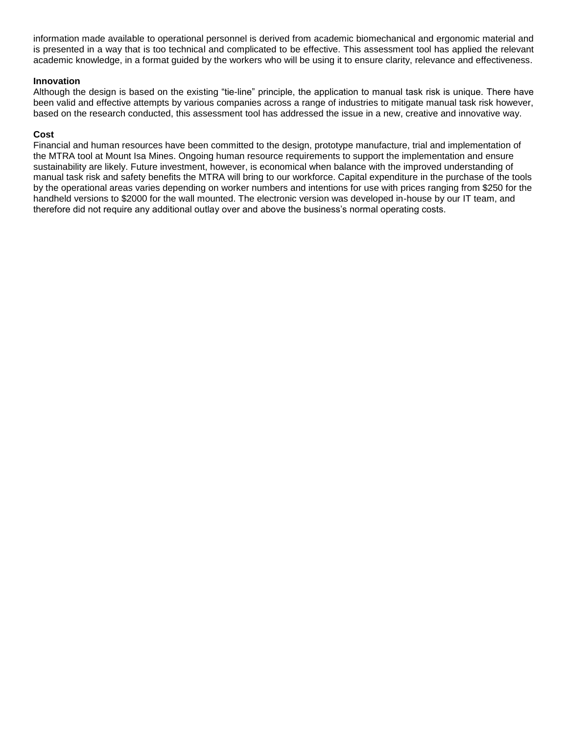information made available to operational personnel is derived from academic biomechanical and ergonomic material and is presented in a way that is too technical and complicated to be effective. This assessment tool has applied the relevant academic knowledge, in a format guided by the workers who will be using it to ensure clarity, relevance and effectiveness.

**Innovation**

Although the design is based on the existing "tie-line" principle, the application to manual task risk is unique. There have been valid and effective attempts by various companies across a range of industries to mitigate manual task risk however, based on the research conducted, this assessment tool has addressed the issue in a new, creative and innovative way.

**Cost**

Financial and human resources have been committed to the design, prototype manufacture, trial and implementation of the MTRA tool at Mount Isa Mines. Ongoing human resource requirements to support the implementation and ensure sustainability are likely. Future investment, however, is economical when balance with the improved understanding of manual task risk and safety benefits the MTRA will bring to our workforce. Capital expenditure in the purchase of the tools by the operational areas varies depending on worker numbers and intentions for use with prices ranging from $250 for the handheld versions to $2000 for the wall mounted. The electronic version was developed in-house by our IT team, and therefore did not require any additional outlay over and above the business's normal operating costs.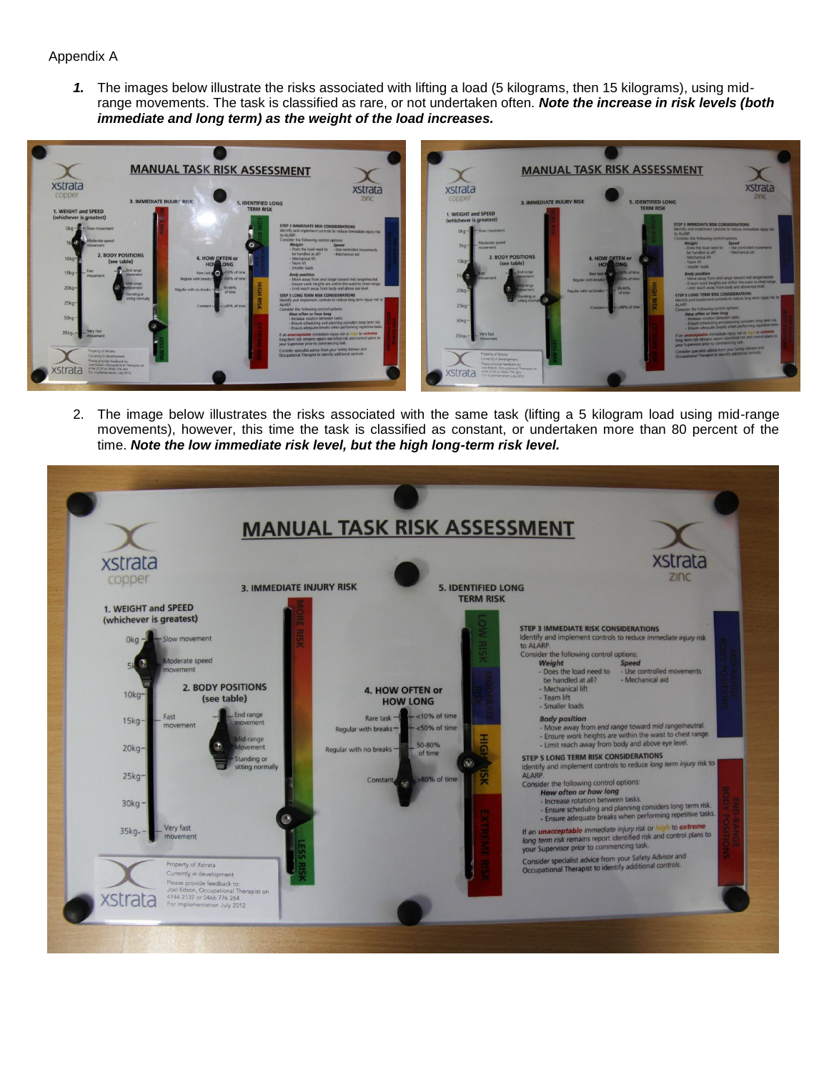Appendix A

1. The images below illustrate the risks associated with lifting a load (5 kilograms, then 15 kilograms), using mid-range movements. The task is classified as rare, or not undertaken often. ***Note the increase in risk levels (both immediate and long term) as the weight of the load increases.***

2. The image below illustrates the risks associated with the same task (lifting a 5 kilogram load using mid-range movements), however, this time the task is classified as constant, or undertaken more than 80 percent of the time. ***Note the low immediate risk level, but the high long-term risk level.***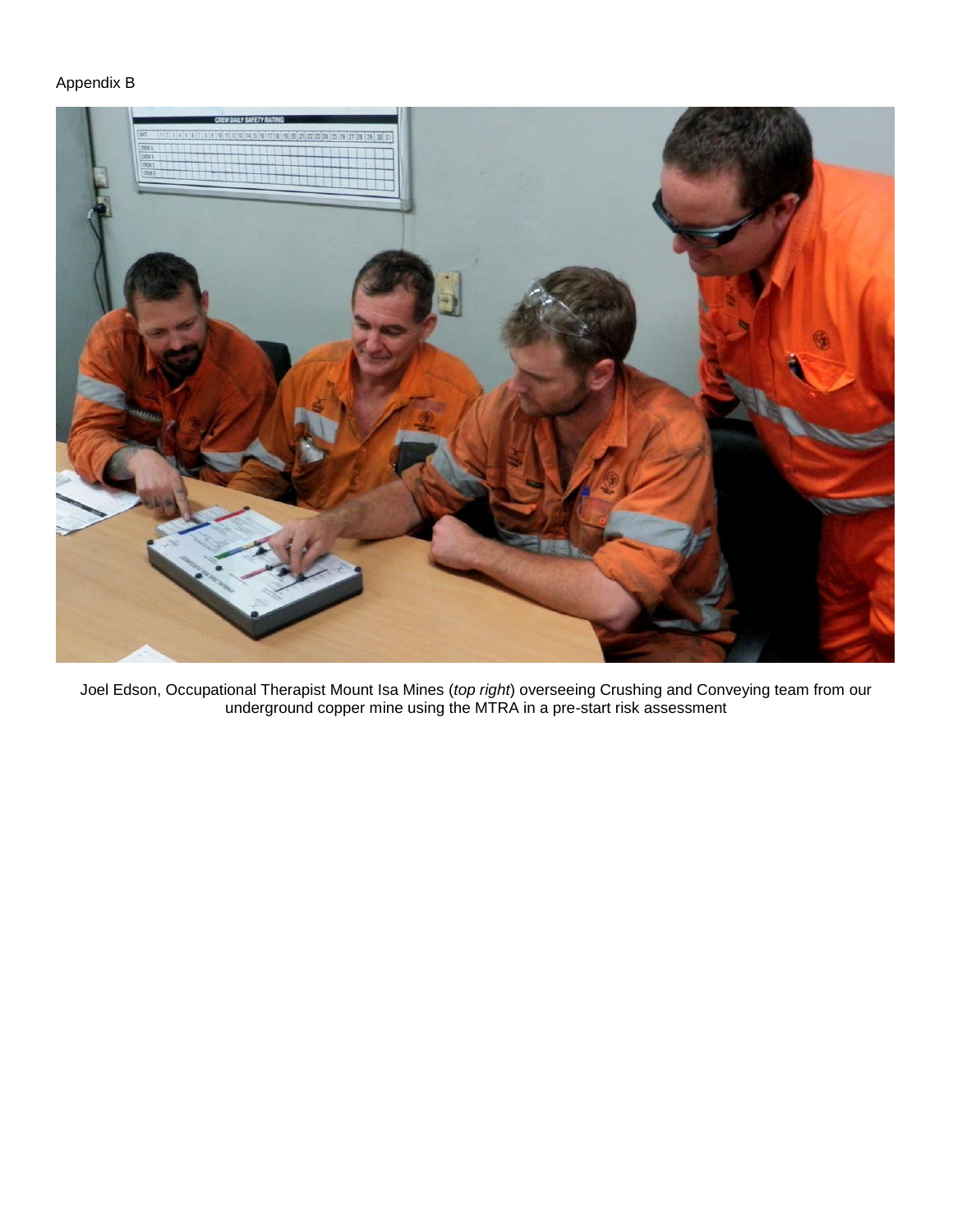Appendix B

Joel Edson, Occupational Therapist Mount Isa Mines (*top right*) overseeing Crushing and Conveying team from our underground copper mine using the MTRA in a pre-start risk assessment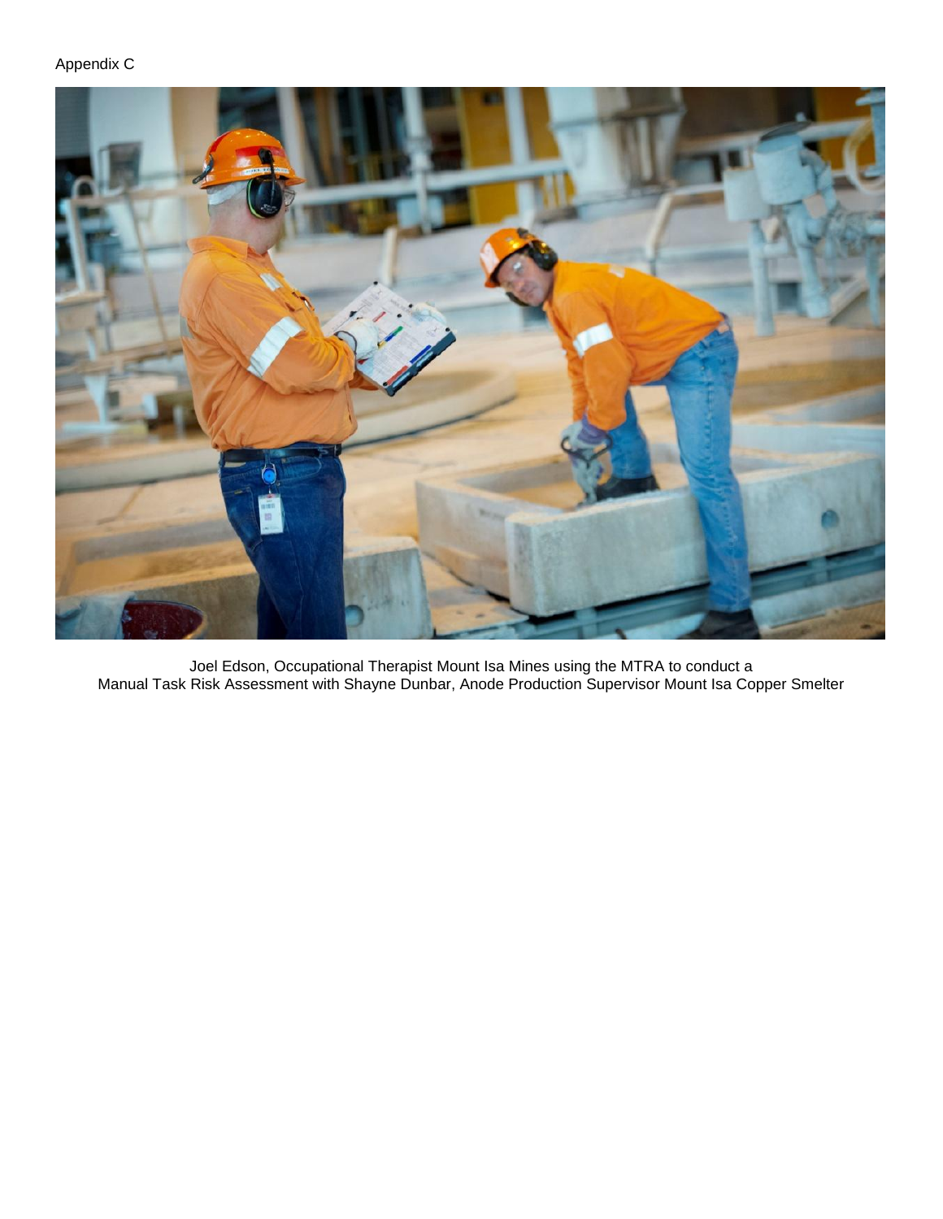Appendix C

Joel Edson, Occupational Therapist Mount Isa Mines using the MTRA to conduct a Manual Task Risk Assessment with Shayne Dunbar, Anode Production Supervisor Mount Isa Copper Smelter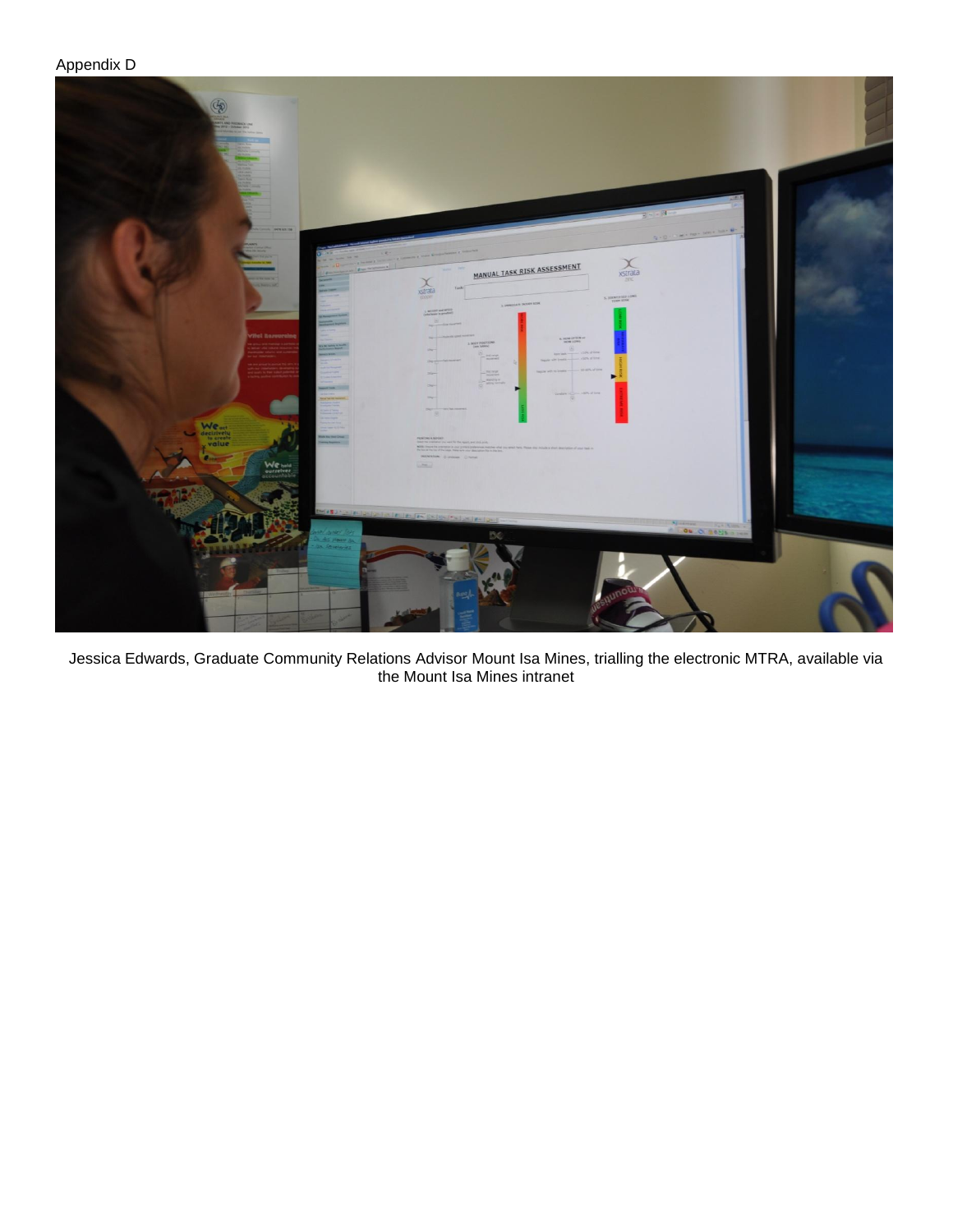Appendix D

Jessica Edwards, Graduate Community Relations Advisor Mount Isa Mines, trialling the electronic MTRA, available via the Mount Isa Mines intranet